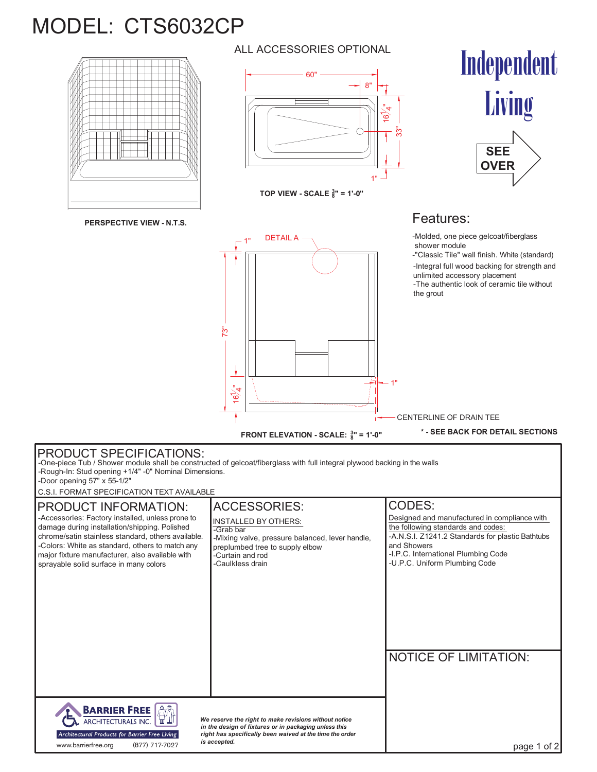# MODEL: CTS6032CP

ALL ACCESSORIES OPTIONAL

**Independent Living**

SEE OVER

60"

8"

16¼"

33"

1"

**TOP VIEW - SCALE ⅜" = 1'-0"**

**PERSPECTIVE VIEW - N.T.S.**

1"

DETAIL A

73"

16¼"

1"

CENTERLINE OF DRAIN TEE

**FRONT ELEVATION - SCALE: ⅜" = 1'-0"**

**\* - SEE BACK FOR DETAIL SECTIONS**

## Features:

- -Molded, one piece gelcoat/fiberglass shower module
- -"Classic Tile" wall finish. White (standard)
- -Integral full wood backing for strength and unlimited accessory placement
- -The authentic look of ceramic tile without the grout

## PRODUCT SPECIFICATIONS:

-One-piece Tub / Shower module shall be constructed of gelcoat/fiberglass with full integral plywood backing in the walls
-Rough-In: Stud opening +1/4" -0" Nominal Dimensions.
-Door opening 57" x 55-1/2"

C.S.I. FORMAT SPECIFICATION TEXT AVAILABLE

## PRODUCT INFORMATION:

-Accessories: Factory installed, unless prone to damage during installation/shipping. Polished chrome/satin stainless standard, others available.
-Colors: White as standard, others to match any major fixture manufacturer, also available with sprayable solid surface in many colors

## ACCESSORIES:

INSTALLED BY OTHERS:
-Grab bar
-Mixing valve, pressure balanced, lever handle, preplumbed tree to supply elbow
-Curtain and rod
-Caulkless drain

## CODES:

Designed and manufactured in compliance with the following standards and codes:
-A.N.S.I. Z1241.2 Standards for plastic Bathtubs and Showers
-I.P.C. International Plumbing Code
-U.P.C. Uniform Plumbing Code

## NOTICE OF LIMITATION:

**BARRIER FREE** ARCHITECTURALS INC.
Architectural Products for Barrier Free Living
www.barrierfree.org (877) 717-7027

***We reserve the right to make revisions without notice in the design of fixtures or in packaging unless this right has specifically been waived at the time the order is accepted.***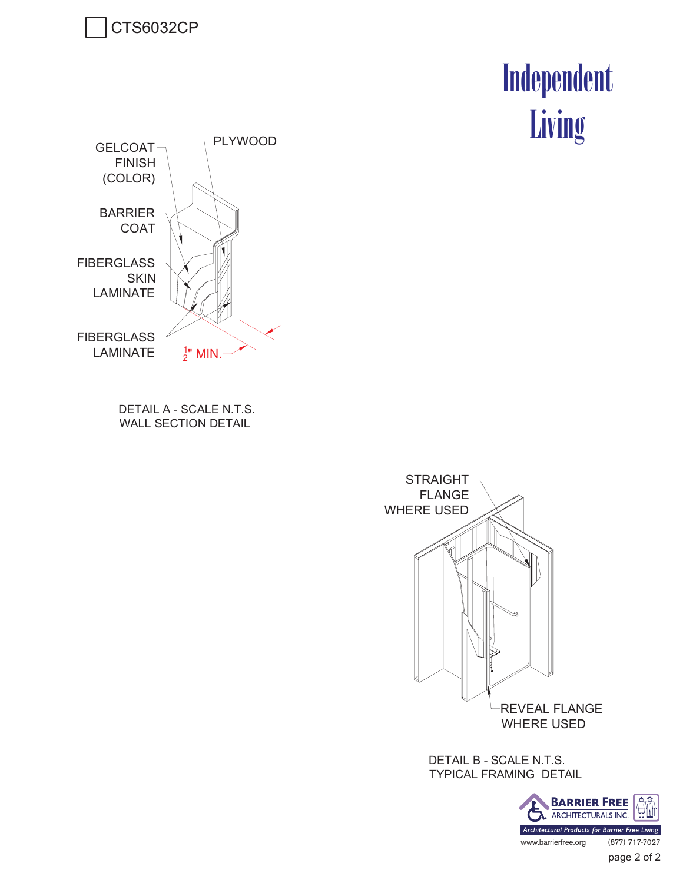☐ CTS6032CP

# Independent Living

GELCOAT FINISH (COLOR)

PLYWOOD

BARRIER COAT

FIBERGLASS SKIN LAMINATE

FIBERGLASS LAMINATE

½" MIN.

DETAIL A - SCALE N.T.S.
WALL SECTION DETAIL

STRAIGHT FLANGE WHERE USED

REVEAL FLANGE WHERE USED

DETAIL B - SCALE N.T.S.
TYPICAL FRAMING DETAIL

BARRIER FREE ARCHITECTURALS INC.
Architectural Products for Barrier Free Living
www.barrierfree.org (877) 717-7027